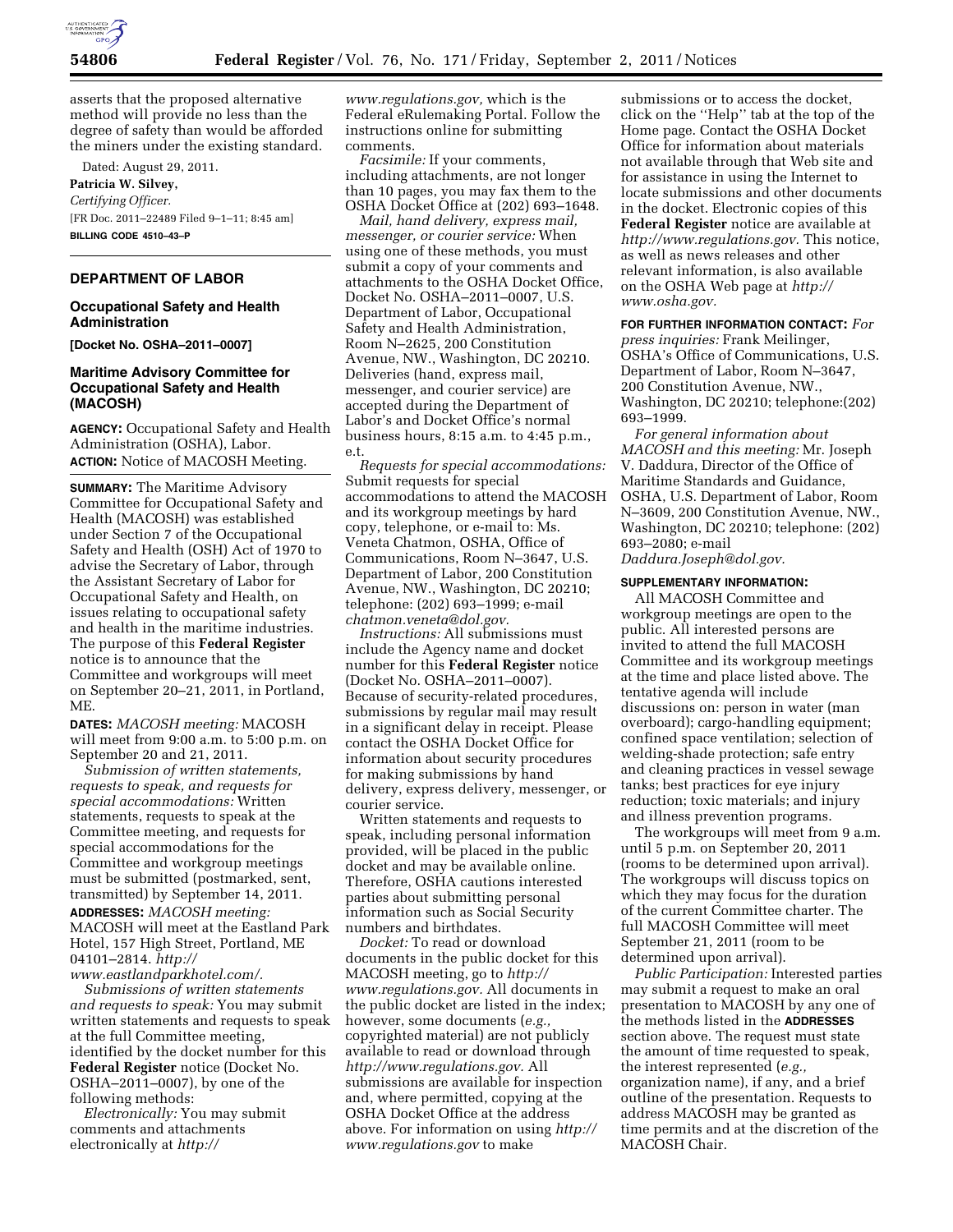asserts that the proposed alternative method will provide no less than the degree of safety than would be afforded the miners under the existing standard.

Dated: August 29, 2011.

**Patricia W. Silvey,**

*Certifying Officer.*

[FR Doc. 2011–22489 Filed 9–1–11; 8:45 am]

**BILLING CODE 4510–43–P**

## DEPARTMENT OF LABOR

### Occupational Safety and Health Administration

**[Docket No. OSHA–2011–0007]**

### Maritime Advisory Committee for Occupational Safety and Health (MACOSH)

**AGENCY:** Occupational Safety and Health Administration (OSHA), Labor.

**ACTION:** Notice of MACOSH Meeting.

**SUMMARY:** The Maritime Advisory Committee for Occupational Safety and Health (MACOSH) was established under Section 7 of the Occupational Safety and Health (OSH) Act of 1970 to advise the Secretary of Labor, through the Assistant Secretary of Labor for Occupational Safety and Health, on issues relating to occupational safety and health in the maritime industries. The purpose of this **Federal Register** notice is to announce that the Committee and workgroups will meet on September 20–21, 2011, in Portland, ME.

**DATES:** *MACOSH meeting:* MACOSH will meet from 9:00 a.m. to 5:00 p.m. on September 20 and 21, 2011.

*Submission of written statements, requests to speak, and requests for special accommodations:* Written statements, requests to speak at the Committee meeting, and requests for special accommodations for the Committee and workgroup meetings must be submitted (postmarked, sent, transmitted) by September 14, 2011.

**ADDRESSES:** *MACOSH meeting:* MACOSH will meet at the Eastland Park Hotel, 157 High Street, Portland, ME 04101–2814. *http://www.eastlandparkhotel.com/.*

*Submissions of written statements and requests to speak:* You may submit written statements and requests to speak at the full Committee meeting, identified by the docket number for this **Federal Register** notice (Docket No. OSHA–2011–0007), by one of the following methods:

*Electronically:* You may submit comments and attachments electronically at *http://www.regulations.gov,* which is the Federal eRulemaking Portal. Follow the instructions online for submitting comments.

*Facsimile:* If your comments, including attachments, are not longer than 10 pages, you may fax them to the OSHA Docket Office at (202) 693–1648.

*Mail, hand delivery, express mail, messenger, or courier service:* When using one of these methods, you must submit a copy of your comments and attachments to the OSHA Docket Office, Docket No. OSHA–2011–0007, U.S. Department of Labor, Occupational Safety and Health Administration, Room N–2625, 200 Constitution Avenue, NW., Washington, DC 20210. Deliveries (hand, express mail, messenger, and courier service) are accepted during the Department of Labor's and Docket Office's normal business hours, 8:15 a.m. to 4:45 p.m., e.t.

*Requests for special accommodations:* Submit requests for special accommodations to attend the MACOSH and its workgroup meetings by hard copy, telephone, or e-mail to: Ms. Veneta Chatmon, OSHA, Office of Communications, Room N–3647, U.S. Department of Labor, 200 Constitution Avenue, NW., Washington, DC 20210; telephone: (202) 693–1999; e-mail *chatmon.veneta@dol.gov.*

*Instructions:* All submissions must include the Agency name and docket number for this **Federal Register** notice (Docket No. OSHA–2011–0007). Because of security-related procedures, submissions by regular mail may result in a significant delay in receipt. Please contact the OSHA Docket Office for information about security procedures for making submissions by hand delivery, express delivery, messenger, or courier service.

Written statements and requests to speak, including personal information provided, will be placed in the public docket and may be available online. Therefore, OSHA cautions interested parties about submitting personal information such as Social Security numbers and birthdates.

*Docket:* To read or download documents in the public docket for this MACOSH meeting, go to *http://www.regulations.gov.* All documents in the public docket are listed in the index; however, some documents (*e.g.,* copyrighted material) are not publicly available to read or download through *http://www.regulations.gov.* All submissions are available for inspection and, where permitted, copying at the OSHA Docket Office at the address above. For information on using *http://www.regulations.gov* to make submissions or to access the docket, click on the ''Help'' tab at the top of the Home page. Contact the OSHA Docket Office for information about materials not available through that Web site and for assistance in using the Internet to locate submissions and other documents in the docket. Electronic copies of this **Federal Register** notice are available at *http://www.regulations.gov.* This notice, as well as news releases and other relevant information, is also available on the OSHA Web page at *http://www.osha.gov.*

**FOR FURTHER INFORMATION CONTACT:** *For press inquiries:* Frank Meilinger, OSHA's Office of Communications, U.S. Department of Labor, Room N–3647, 200 Constitution Avenue, NW., Washington, DC 20210; telephone:(202) 693–1999.

*For general information about MACOSH and this meeting:* Mr. Joseph V. Daddura, Director of the Office of Maritime Standards and Guidance, OSHA, U.S. Department of Labor, Room N–3609, 200 Constitution Avenue, NW., Washington, DC 20210; telephone: (202) 693–2080; e-mail *Daddura.Joseph@dol.gov.*

**SUPPLEMENTARY INFORMATION:**

All MACOSH Committee and workgroup meetings are open to the public. All interested persons are invited to attend the full MACOSH Committee and its workgroup meetings at the time and place listed above. The tentative agenda will include discussions on: person in water (man overboard); cargo-handling equipment; confined space ventilation; selection of welding-shade protection; safe entry and cleaning practices in vessel sewage tanks; best practices for eye injury reduction; toxic materials; and injury and illness prevention programs.

The workgroups will meet from 9 a.m. until 5 p.m. on September 20, 2011 (rooms to be determined upon arrival). The workgroups will discuss topics on which they may focus for the duration of the current Committee charter. The full MACOSH Committee will meet September 21, 2011 (room to be determined upon arrival).

*Public Participation:* Interested parties may submit a request to make an oral presentation to MACOSH by any one of the methods listed in the **ADDRESSES** section above. The request must state the amount of time requested to speak, the interest represented (*e.g.,* organization name), if any, and a brief outline of the presentation. Requests to address MACOSH may be granted as time permits and at the discretion of the MACOSH Chair.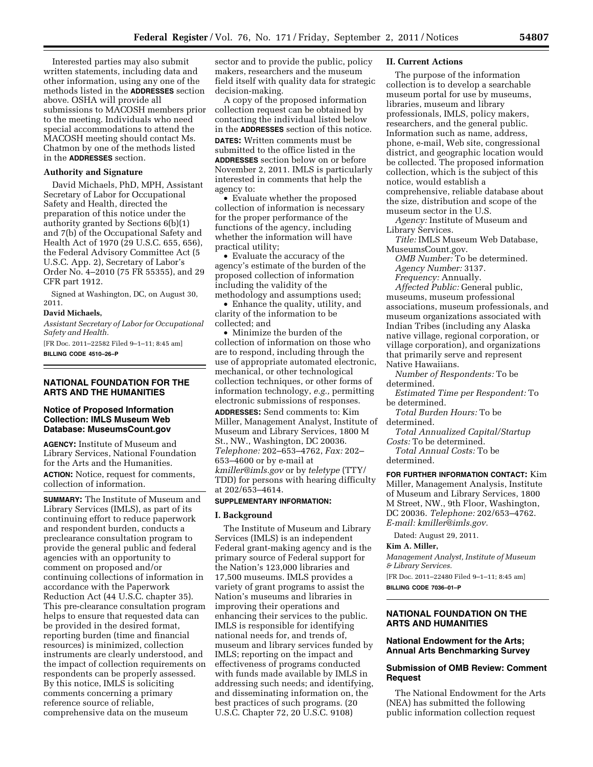Interested parties may also submit written statements, including data and other information, using any one of the methods listed in the **ADDRESSES** section above. OSHA will provide all submissions to MACOSH members prior to the meeting. Individuals who need special accommodations to attend the MACOSH meeting should contact Ms. Chatmon by one of the methods listed in the **ADDRESSES** section.

### Authority and Signature

David Michaels, PhD, MPH, Assistant Secretary of Labor for Occupational Safety and Health, directed the preparation of this notice under the authority granted by Sections 6(b)(1) and 7(b) of the Occupational Safety and Health Act of 1970 (29 U.S.C. 655, 656), the Federal Advisory Committee Act (5 U.S.C. App. 2), Secretary of Labor's Order No. 4–2010 (75 FR 55355), and 29 CFR part 1912.

Signed at Washington, DC, on August 30, 2011.

**David Michaels,**

*Assistant Secretary of Labor for Occupational Safety and Health.*

[FR Doc. 2011–22582 Filed 9–1–11; 8:45 am]

**BILLING CODE 4510–26–P**

## NATIONAL FOUNDATION FOR THE ARTS AND THE HUMANITIES

### Notice of Proposed Information Collection: IMLS Museum Web Database: MuseumsCount.gov

**AGENCY:** Institute of Museum and Library Services, National Foundation for the Arts and the Humanities.

**ACTION:** Notice, request for comments, collection of information.

**SUMMARY:** The Institute of Museum and Library Services (IMLS), as part of its continuing effort to reduce paperwork and respondent burden, conducts a preclearance consultation program to provide the general public and federal agencies with an opportunity to comment on proposed and/or continuing collections of information in accordance with the Paperwork Reduction Act (44 U.S.C. chapter 35). This pre-clearance consultation program helps to ensure that requested data can be provided in the desired format, reporting burden (time and financial resources) is minimized, collection instruments are clearly understood, and the impact of collection requirements on respondents can be properly assessed. By this notice, IMLS is soliciting comments concerning a primary reference source of reliable, comprehensive data on the museum sector and to provide the public, policy makers, researchers and the museum field itself with quality data for strategic decision-making.

A copy of the proposed information collection request can be obtained by contacting the individual listed below in the **ADDRESSES** section of this notice.

**DATES:** Written comments must be submitted to the office listed in the **ADDRESSES** section below on or before November 2, 2011. IMLS is particularly interested in comments that help the agency to:

- Evaluate whether the proposed collection of information is necessary for the proper performance of the functions of the agency, including whether the information will have practical utility;
- Evaluate the accuracy of the agency's estimate of the burden of the proposed collection of information including the validity of the methodology and assumptions used;
- Enhance the quality, utility, and clarity of the information to be collected; and
- Minimize the burden of the collection of information on those who are to respond, including through the use of appropriate automated electronic, mechanical, or other technological collection techniques, or other forms of information technology, *e.g.,* permitting electronic submissions of responses.

**ADDRESSES:** Send comments to: Kim Miller, Management Analyst, Institute of Museum and Library Services, 1800 M St., NW., Washington, DC 20036. *Telephone:* 202–653–4762, *Fax:* 202–653–4600 or by e-mail at *kmiller@imls.gov* or by *teletype* (TTY/TDD) for persons with hearing difficulty at 202/653–4614.

**SUPPLEMENTARY INFORMATION:**

### I. Background

The Institute of Museum and Library Services (IMLS) is an independent Federal grant-making agency and is the primary source of Federal support for the Nation's 123,000 libraries and 17,500 museums. IMLS provides a variety of grant programs to assist the Nation's museums and libraries in improving their operations and enhancing their services to the public. IMLS is responsible for identifying national needs for, and trends of, museum and library services funded by IMLS; reporting on the impact and effectiveness of programs conducted with funds made available by IMLS in addressing such needs; and identifying, and disseminating information on, the best practices of such programs. (20 U.S.C. Chapter 72, 20 U.S.C. 9108)

### II. Current Actions

The purpose of the information collection is to develop a searchable museum portal for use by museums, libraries, museum and library professionals, IMLS, policy makers, researchers, and the general public. Information such as name, address, phone, e-mail, Web site, congressional district, and geographic location would be collected. The proposed information collection, which is the subject of this notice, would establish a comprehensive, reliable database about the size, distribution and scope of the museum sector in the U.S.

*Agency:* Institute of Museum and Library Services.

*Title:* IMLS Museum Web Database, MuseumsCount.gov.

*OMB Number:* To be determined.

*Agency Number:* 3137.

*Frequency:* Annually.

*Affected Public:* General public, museums, museum professional associations, museum professionals, and museum organizations associated with Indian Tribes (including any Alaska native village, regional corporation, or village corporation), and organizations that primarily serve and represent Native Hawaiians.

*Number of Respondents:* To be determined.

*Estimated Time per Respondent:* To be determined.

*Total Burden Hours:* To be determined.

*Total Annualized Capital/Startup Costs:* To be determined.

*Total Annual Costs:* To be determined.

**FOR FURTHER INFORMATION CONTACT:** Kim Miller, Management Analysis, Institute of Museum and Library Services, 1800 M Street, NW., 9th Floor, Washington, DC 20036. *Telephone:* 202/653–4762. *E-mail: kmiller@imls.gov.*

Dated: August 29, 2011.

**Kim A. Miller,**

*Management Analyst, Institute of Museum & Library Services.*

[FR Doc. 2011–22480 Filed 9–1–11; 8:45 am]

**BILLING CODE 7036–01–P**

## NATIONAL FOUNDATION ON THE ARTS AND HUMANITIES

### National Endowment for the Arts; Annual Arts Benchmarking Survey

### Submission of OMB Review: Comment Request

The National Endowment for the Arts (NEA) has submitted the following public information collection request